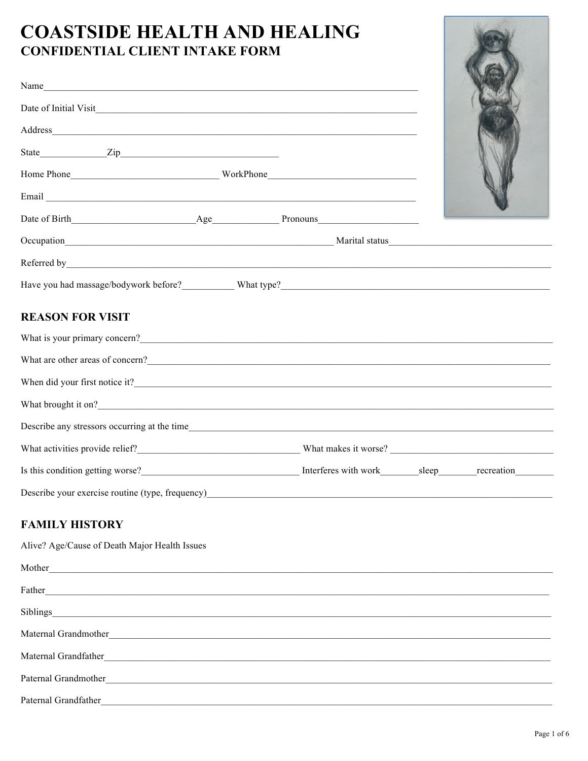# COASTSIDE HEALTH AND HEALING

## CONFIDENTIAL CLIENT INTAKE FORM

Name\_\_\_\_\_\_\_\_\_\_\_\_\_\_\_\_\_\_\_\_\_\_\_\_\_\_\_\_\_\_\_\_\_\_\_\_\_\_\_\_

Date of Initial Visit\_\_\_\_\_\_\_\_\_\_\_\_\_\_\_\_\_\_\_\_\_\_\_\_\_\_\_\_\_\_\_\_\_\_\_\_

Address\_\_\_\_\_\_\_\_\_\_\_\_\_\_\_\_\_\_\_\_\_\_\_\_\_\_\_\_\_\_\_\_\_\_\_\_\_\_\_\_

State\_\_\_\_\_\_\_\_\_\_ Zip\_\_\_\_\_\_\_\_\_\_\_\_\_\_\_\_\_\_\_\_\_\_

Home Phone\_\_\_\_\_\_\_\_\_\_\_\_\_\_\_\_\_\_\_\_ WorkPhone\_\_\_\_\_\_\_\_\_\_\_\_\_\_\_\_\_\_\_\_

Email \_\_\_\_\_\_\_\_\_\_\_\_\_\_\_\_\_\_\_\_\_\_\_\_\_\_\_\_\_\_\_\_\_\_\_\_\_\_\_\_

Date of Birth\_\_\_\_\_\_\_\_\_\_\_\_\_\_\_\_\_\_ Age\_\_\_\_\_\_\_\_\_\_ Pronouns\_\_\_\_\_\_\_\_\_\_\_\_\_\_\_

Occupation\_\_\_\_\_\_\_\_\_\_\_\_\_\_\_\_\_\_\_\_\_\_\_\_\_\_\_\_\_\_\_\_ Marital status\_\_\_\_\_\_\_\_\_\_\_\_\_\_\_\_\_\_\_\_

Referred by\_\_\_\_\_\_\_\_\_\_\_\_\_\_\_\_\_\_\_\_\_\_\_\_\_\_\_\_\_\_\_\_\_\_\_\_\_\_\_\_

Have you had massage/bodywork before?\_\_\_\_\_\_\_\_ What type?\_\_\_\_\_\_\_\_\_\_\_\_\_\_\_\_\_\_\_\_\_\_\_\_\_\_\_\_\_\_

## REASON FOR VISIT

What is your primary concern?\_\_\_\_\_\_\_\_\_\_\_\_\_\_\_\_\_\_\_\_\_\_\_\_\_\_\_\_\_\_\_\_\_\_\_\_\_\_\_\_

What are other areas of concern?\_\_\_\_\_\_\_\_\_\_\_\_\_\_\_\_\_\_\_\_\_\_\_\_\_\_\_\_\_\_\_\_\_\_\_\_\_\_\_\_

When did your first notice it?\_\_\_\_\_\_\_\_\_\_\_\_\_\_\_\_\_\_\_\_\_\_\_\_\_\_\_\_\_\_\_\_\_\_\_\_\_\_\_\_

What brought it on?\_\_\_\_\_\_\_\_\_\_\_\_\_\_\_\_\_\_\_\_\_\_\_\_\_\_\_\_\_\_\_\_\_\_\_\_\_\_\_\_

Describe any stressors occurring at the time\_\_\_\_\_\_\_\_\_\_\_\_\_\_\_\_\_\_\_\_\_\_\_\_\_\_\_\_\_\_\_\_\_\_\_\_\_\_\_\_

What activities provide relief?\_\_\_\_\_\_\_\_\_\_\_\_\_\_\_\_\_\_\_\_\_\_ What makes it worse? \_\_\_\_\_\_\_\_\_\_\_\_\_\_\_\_\_\_\_\_\_\_

Is this condition getting worse?\_\_\_\_\_\_\_\_\_\_\_\_\_\_\_\_\_\_\_\_\_\_ Interferes with work\_\_\_\_\_\_ sleep\_\_\_\_\_\_ recreation\_\_\_\_\_\_

Describe your exercise routine (type, frequency)\_\_\_\_\_\_\_\_\_\_\_\_\_\_\_\_\_\_\_\_\_\_\_\_\_\_\_\_\_\_\_\_\_\_\_\_\_\_\_\_

## FAMILY HISTORY

Alive? Age/Cause of Death Major Health Issues

Mother\_\_\_\_\_\_\_\_\_\_\_\_\_\_\_\_\_\_\_\_\_\_\_\_\_\_\_\_\_\_\_\_\_\_\_\_\_\_\_\_

Father\_\_\_\_\_\_\_\_\_\_\_\_\_\_\_\_\_\_\_\_\_\_\_\_\_\_\_\_\_\_\_\_\_\_\_\_\_\_\_\_

Siblings\_\_\_\_\_\_\_\_\_\_\_\_\_\_\_\_\_\_\_\_\_\_\_\_\_\_\_\_\_\_\_\_\_\_\_\_\_\_\_\_

Maternal Grandmother\_\_\_\_\_\_\_\_\_\_\_\_\_\_\_\_\_\_\_\_\_\_\_\_\_\_\_\_\_\_\_\_\_\_\_\_\_\_\_\_

Maternal Grandfather\_\_\_\_\_\_\_\_\_\_\_\_\_\_\_\_\_\_\_\_\_\_\_\_\_\_\_\_\_\_\_\_\_\_\_\_\_\_\_\_

Paternal Grandmother\_\_\_\_\_\_\_\_\_\_\_\_\_\_\_\_\_\_\_\_\_\_\_\_\_\_\_\_\_\_\_\_\_\_\_\_\_\_\_\_

Paternal Grandfather\_\_\_\_\_\_\_\_\_\_\_\_\_\_\_\_\_\_\_\_\_\_\_\_\_\_\_\_\_\_\_\_\_\_\_\_\_\_\_\_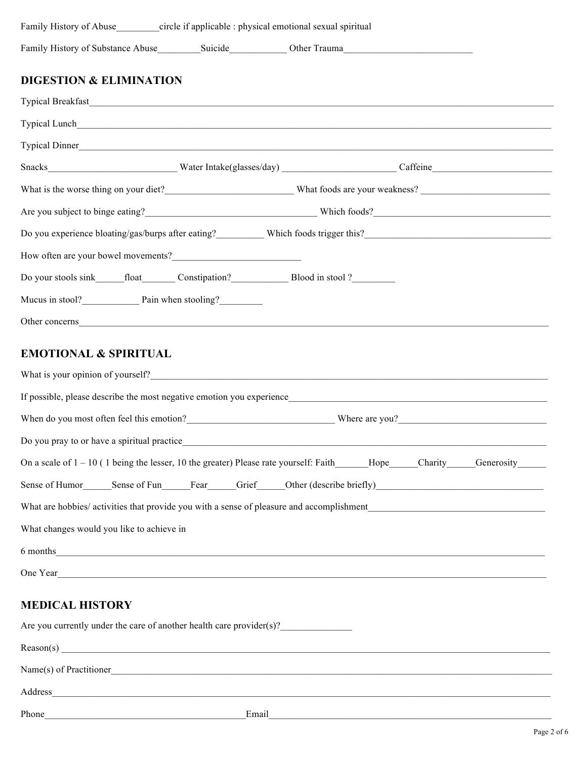Family History of Abuse_________circle if applicable : physical emotional sexual spiritual

Family History of Substance Abuse_________Suicide____________ Other Trauma___________________________

## DIGESTION & ELIMINATION

Typical Breakfast_______________________________________________________________________________________________

Typical Lunch__________________________________________________________________________________________________

Typical Dinner_________________________________________________________________________________________________

Snacks___________________________ Water Intake(glasses/day) _________________________ Caffeine_________________________

What is the worse thing on your diet?___________________________ What foods are your weakness? ___________________________

Are you subject to binge eating?_____________________________________ Which foods?_____________________________________

Do you experience bloating/gas/burps after eating?__________ Which foods trigger this?________________________________________

How often are your bowel movements?____________________________

Do your stools sink______float_______ Constipation?____________ Blood in stool ?_________

Mucus in stool?____________ Pain when stooling?_________

Other concerns_________________________________________________________________________________________________

## EMOTIONAL & SPIRITUAL

What is your opinion of yourself?_______________________________________________________________________________

If possible, please describe the most negative emotion you experience_______________________________________________________

When do you most often feel this emotion?_______________________________ Where are you?_______________________________

Do you pray to or have a spiritual practice_______________________________________________________________________

On a scale of 1 – 10 ( 1 being the lesser, 10 the greater) Please rate yourself: Faith_______Hope______Charity______Generosity______

Sense of Humor______Sense of Fun______Fear______Grief______Other (describe briefly)___________________________________

What are hobbies/ activities that provide you with a sense of pleasure and accomplishment_____________________________________

What changes would you like to achieve in

6 months______________________________________________________________________________________________

One Year______________________________________________________________________________________________

## MEDICAL HISTORY

Are you currently under the care of another health care provider(s)?_______________

Reason(s) ______________________________________________________________________________________________

Name(s) of Practitioner___________________________________________________________________________________

Address________________________________________________________________________________________________

Phone___________________________________________Email_________________________________________________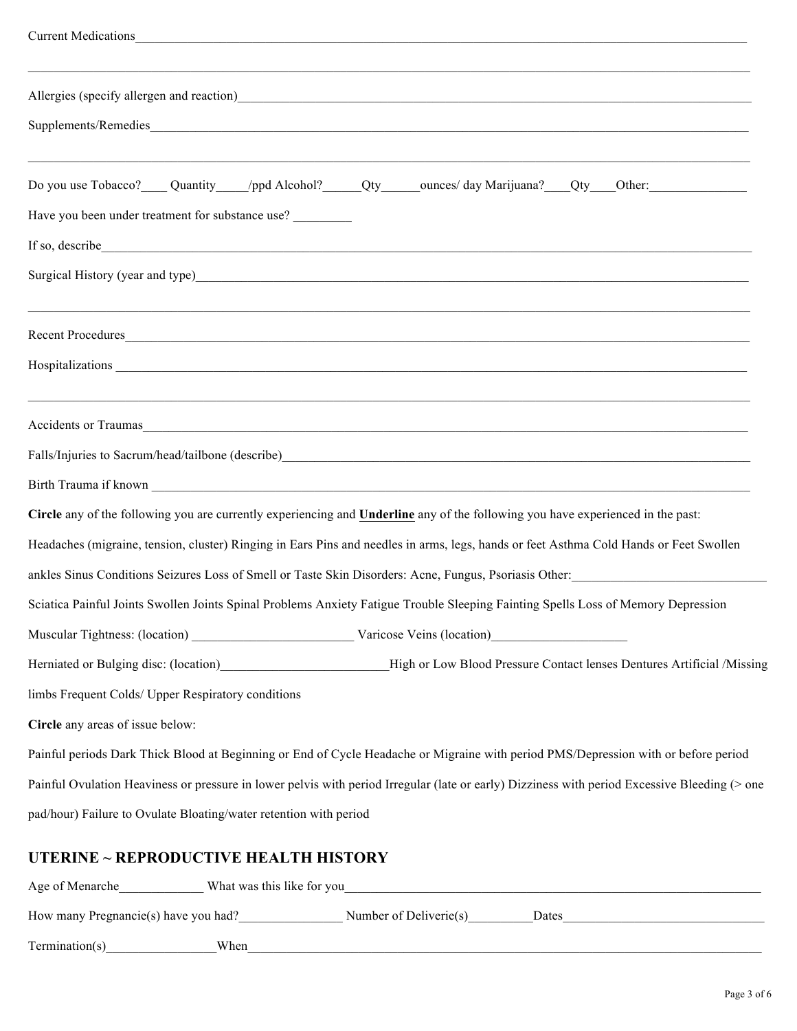Current Medications_______________________________________________________________________________________

_____________________________________________________________________________________________________

Allergies (specify allergen and reaction)_______________________________________________________________________

Supplements/Remedies_____________________________________________________________________________________

_____________________________________________________________________________________________________

Do you use Tobacco?____ Quantity_____/ppd Alcohol?______Qty______ounces/ day Marijuana?____Qty____Other:_______________

Have you been under treatment for substance use? _________

If so, describe__________________________________________________________________________________________

Surgical History (year and type)______________________________________________________________________________

_____________________________________________________________________________________________________

Recent Procedures________________________________________________________________________________________

Hospitalizations _________________________________________________________________________________________

_____________________________________________________________________________________________________

Accidents or Traumas_____________________________________________________________________________________

Falls/Injuries to Sacrum/head/tailbone (describe)________________________________________________________________

Birth Trauma if known ____________________________________________________________________________________

**Circle** any of the following you are currently experiencing and **<u>Underline</u>** any of the following you have experienced in the past:

Headaches (migraine, tension, cluster) Ringing in Ears Pins and needles in arms, legs, hands or feet Asthma Cold Hands or Feet Swollen ankles Sinus Conditions Seizures Loss of Smell or Taste Skin Disorders: Acne, Fungus, Psoriasis Other:______________________________

Sciatica Painful Joints Swollen Joints Spinal Problems Anxiety Fatigue Trouble Sleeping Fainting Spells Loss of Memory Depression

Muscular Tightness: (location) _________________________ Varicose Veins (location)_____________________

Herniated or Bulging disc: (location)_________________________High or Low Blood Pressure Contact lenses Dentures Artificial /Missing limbs Frequent Colds/ Upper Respiratory conditions

**Circle** any areas of issue below:

Painful periods Dark Thick Blood at Beginning or End of Cycle Headache or Migraine with period PMS/Depression with or before period Painful Ovulation Heaviness or pressure in lower pelvis with period Irregular (late or early) Dizziness with period Excessive Bleeding (> one pad/hour) Failure to Ovulate Bloating/water retention with period

## UTERINE ~ REPRODUCTIVE HEALTH HISTORY

Age of Menarche_____________ What was this like for you__________________________________________________________________

How many Pregnancie(s) have you had?________________ Number of Deliverie(s)__________Dates________________________________

Termination(s)_________________When____________________________________________________________________________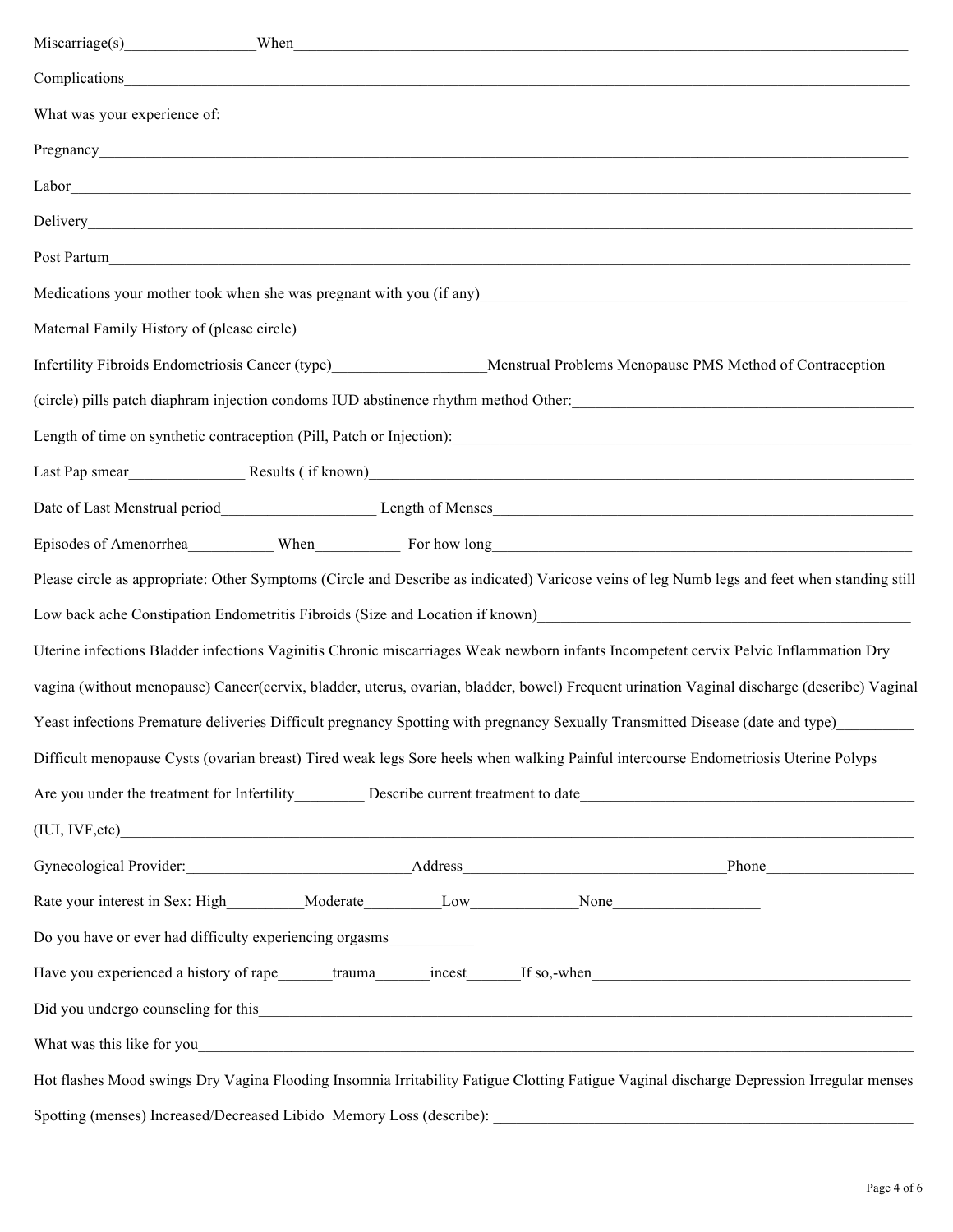Miscarriage(s)_________________ When_______________________________________________________________________________

Complications___________________________________________________________________________________________

What was your experience of:

Pregnancy_______________________________________________________________________________________________

Labor__________________________________________________________________________________________________

Delivery________________________________________________________________________________________________

Post Partum_____________________________________________________________________________________________

Medications your mother took when she was pregnant with you (if any)______________________________________________________

Maternal Family History of (please circle)

Infertility Fibroids Endometriosis Cancer (type)____________________ Menstrual Problems Menopause PMS Method of Contraception

(circle) pills patch diaphram injection condoms IUD abstinence rhythm method Other:_____________________________________________

Length of time on synthetic contraception (Pill, Patch or Injection):______________________________________________________________

Last Pap smear_______________ Results ( if known)________________________________________________________________________

Date of Last Menstrual period____________________ Length of Menses_________________________________________________________

Episodes of Amenorrhea___________ When___________ For how long___________________________________________________________

Please circle as appropriate: Other Symptoms (Circle and Describe as indicated) Varicose veins of leg Numb legs and feet when standing still

Low back ache Constipation Endometritis Fibroids (Size and Location if known)_______________________________________________

Uterine infections Bladder infections Vaginitis Chronic miscarriages Weak newborn infants Incompetent cervix Pelvic Inflammation Dry

vagina (without menopause) Cancer(cervix, bladder, uterus, ovarian, bladder, bowel) Frequent urination Vaginal discharge (describe) Vaginal

Yeast infections Premature deliveries Difficult pregnancy Spotting with pregnancy Sexually Transmitted Disease (date and type)__________

Difficult menopause Cysts (ovarian breast) Tired weak legs Sore heels when walking Painful intercourse Endometriosis Uterine Polyps

Are you under the treatment for Infertility_________ Describe current treatment to date___________________________________________

(IUI, IVF,etc)____________________________________________________________________________________________________

Gynecological Provider:_____________________________ Address__________________________________ Phone___________________

Rate your interest in Sex: High__________ Moderate__________ Low______________ None___________________

Do you have or ever had difficulty experiencing orgasms___________

Have you experienced a history of rape_______ trauma_______ incest_______ If so,-when__________________________________________

Did you undergo counseling for this___________________________________________________________________________________

What was this like for you_________________________________________________________________________________________

Hot flashes Mood swings Dry Vagina Flooding Insomnia Irritability Fatigue Clotting Fatigue Vaginal discharge Depression Irregular menses

Spotting (menses) Increased/Decreased Libido Memory Loss (describe): ________________________________________________________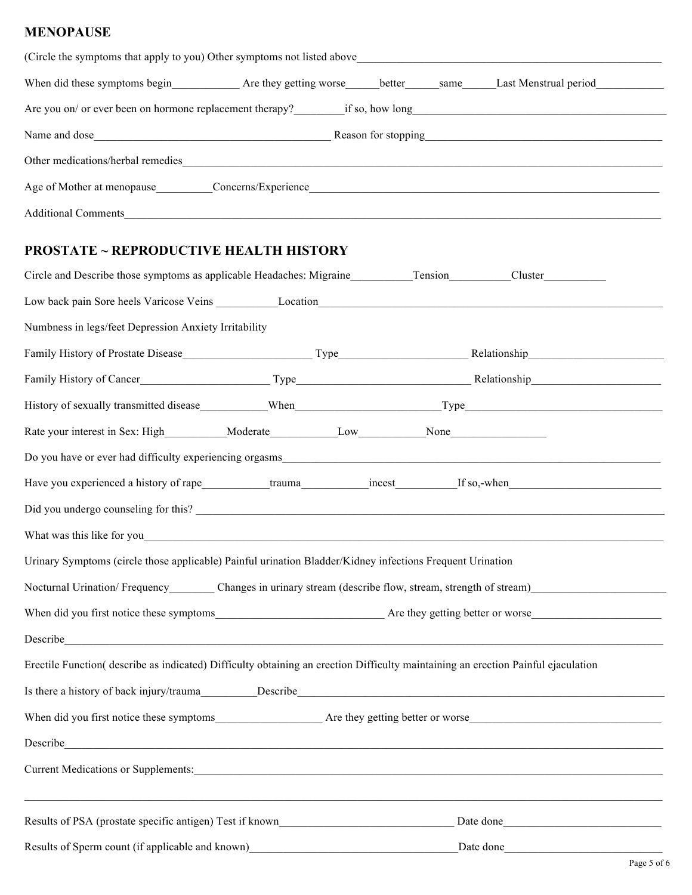## MENOPAUSE

(Circle the symptoms that apply to you) Other symptoms not listed above_______________________________________________

When did these symptoms begin___________ Are they getting worse______better______same______Last Menstrual period___________

Are you on/ or ever been on hormone replacement therapy?________if so, how long_______________________________________

Name and dose_______________________________________ Reason for stopping_______________________________________

Other medications/herbal remedies___________________________________________________________________________

Age of Mother at menopause_________Concerns/Experience______________________________________________________

Additional Comments_____________________________________________________________________________________

## PROSTATE ~ REPRODUCTIVE HEALTH HISTORY

Circle and Describe those symptoms as applicable Headaches: Migraine__________Tension__________Cluster__________

Low back pain Sore heels Varicose Veins __________Location___________________________________________________

Numbness in legs/feet Depression Anxiety Irritability

Family History of Prostate Disease______________________ Type______________________ Relationship______________________

Family History of Cancer______________________ Type______________________________ Relationship______________________

History of sexually transmitted disease___________When________________________Type___________________________________

Rate your interest in Sex: High__________Moderate___________Low___________None________________

Do you have or ever had difficulty experiencing orgasms____________________________________________________________

Have you experienced a history of rape___________trauma___________incest__________If so,-when__________________________

Did you undergo counseling for this? ____________________________________________________________________________

What was this like for you______________________________________________________________________________________

Urinary Symptoms (circle those applicable) Painful urination Bladder/Kidney infections Frequent Urination

Nocturnal Urination/ Frequency________ Changes in urinary stream (describe flow, stream, strength of stream)______________________

When did you first notice these symptoms_____________________________ Are they getting better or worse______________________

Describe__________________________________________________________________________________________________

Erectile Function( describe as indicated) Difficulty obtaining an erection Difficulty maintaining an erection Painful ejaculation

Is there a history of back injury/trauma_________Describe_____________________________________________________________

When did you first notice these symptoms__________________ Are they getting better or worse_________________________________

Describe__________________________________________________________________________________________________

Current Medications or Supplements:____________________________________________________________________________

__________________________________________________________________________________________________________

Results of PSA (prostate specific antigen) Test if known______________________________ Date done___________________________

Results of Sperm count (if applicable and known)____________________________________Date done___________________________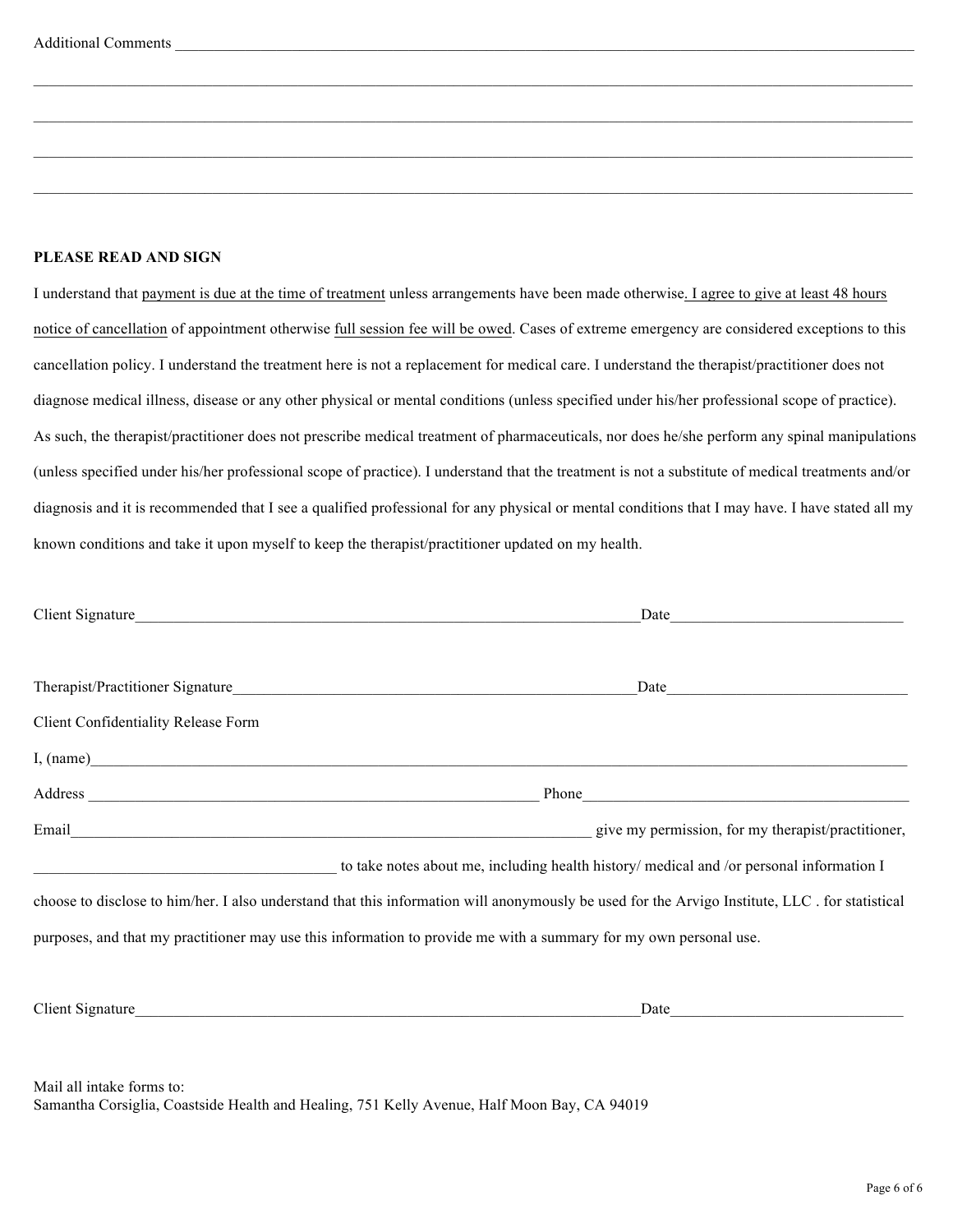Additional Comments ______________________________________________________________________________________________

______________________________________________________________________________________________

______________________________________________________________________________________________

______________________________________________________________________________________________

______________________________________________________________________________________________

**PLEASE READ AND SIGN**

I understand that payment is due at the time of treatment unless arrangements have been made otherwise. I agree to give at least 48 hours notice of cancellation of appointment otherwise full session fee will be owed. Cases of extreme emergency are considered exceptions to this cancellation policy. I understand the treatment here is not a replacement for medical care. I understand the therapist/practitioner does not diagnose medical illness, disease or any other physical or mental conditions (unless specified under his/her professional scope of practice). As such, the therapist/practitioner does not prescribe medical treatment of pharmaceuticals, nor does he/she perform any spinal manipulations (unless specified under his/her professional scope of practice). I understand that the treatment is not a substitute of medical treatments and/or diagnosis and it is recommended that I see a qualified professional for any physical or mental conditions that I may have. I have stated all my known conditions and take it upon myself to keep the therapist/practitioner updated on my health.

Client Signature____________________________________________________________Date______________________________

Therapist/Practitioner Signature_______________________________________________________Date_______________________________

Client Confidentiality Release Form

I, (name)______________________________________________________________________________________________

Address _____________________________________________________________ Phone_____________________________________________

Email_________________________________________________________________________ give my permission, for my therapist/practitioner,

_________________________________________ to take notes about me, including health history/ medical and /or personal information I choose to disclose to him/her. I also understand that this information will anonymously be used for the Arvigo Institute, LLC . for statistical purposes, and that my practitioner may use this information to provide me with a summary for my own personal use.

Client Signature____________________________________________________________Date______________________________

Mail all intake forms to:
Samantha Corsiglia, Coastside Health and Healing, 751 Kelly Avenue, Half Moon Bay, CA 94019